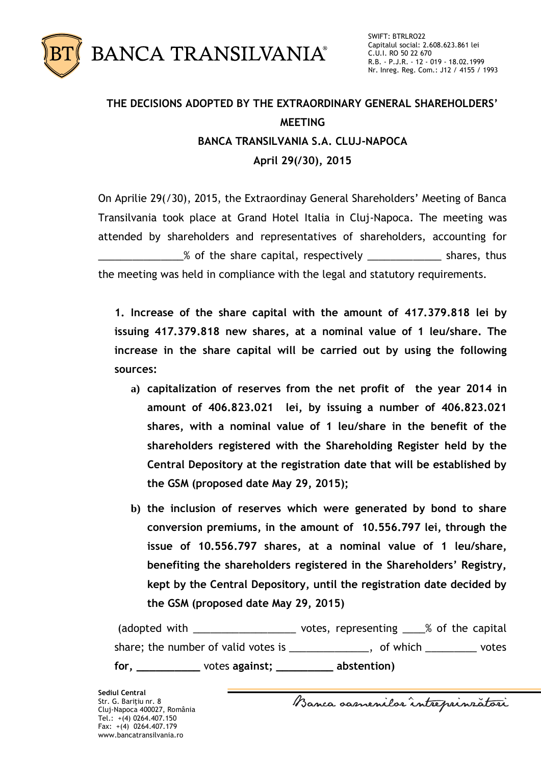SWIFT: BTRLRO22
Capitalul social: 2.608.623.861 lei
C.U.I. RO 50 22 670
R.B. - P.J.R. - 12 - 019 - 18.02.1999
Nr. Inreg. Reg. Com.: J12 / 4155 / 1993

**THE DECISIONS ADOPTED BY THE EXTRAORDINARY GENERAL SHAREHOLDERS' MEETING**

**BANCA TRANSILVANIA S.A. CLUJ-NAPOCA**

**April 29(/30), 2015**

On Aprilie 29(/30), 2015, the Extraordinay General Shareholders' Meeting of Banca Transilvania took place at Grand Hotel Italia in Cluj-Napoca. The meeting was attended by shareholders and representatives of shareholders, accounting for _______________% of the share capital, respectively _____________ shares, thus the meeting was held in compliance with the legal and statutory requirements.

**1. Increase of the share capital with the amount of 417.379.818 lei by issuing 417.379.818 new shares, at a nominal value of 1 leu/share. The increase in the share capital will be carried out by using the following sources:**

**a) capitalization of reserves from the net profit of the year 2014 in amount of 406.823.021 lei, by issuing a number of 406.823.021 shares, with a nominal value of 1 leu/share in the benefit of the shareholders registered with the Shareholding Register held by the Central Depository at the registration date that will be established by the GSM (proposed date May 29, 2015);**

**b) the inclusion of reserves which were generated by bond to share conversion premiums, in the amount of 10.556.797 lei, through the issue of 10.556.797 shares, at a nominal value of 1 leu/share, benefiting the shareholders registered in the Shareholders' Registry, kept by the Central Depository, until the registration date decided by the GSM (proposed date May 29, 2015)**

(adopted with __________________ votes, representing ____% of the capital share; the number of valid votes is ______________, of which _________ votes **for, ___________** votes **against; __________ abstention)**

**Sediul Central**
Str. G. Barițiu nr. 8
Cluj-Napoca 400027, România
Tel.: +(4) 0264.407.150
Fax: +(4) 0264.407.179
www.bancatransilvania.ro

*Banca oamenilor întreprinzători*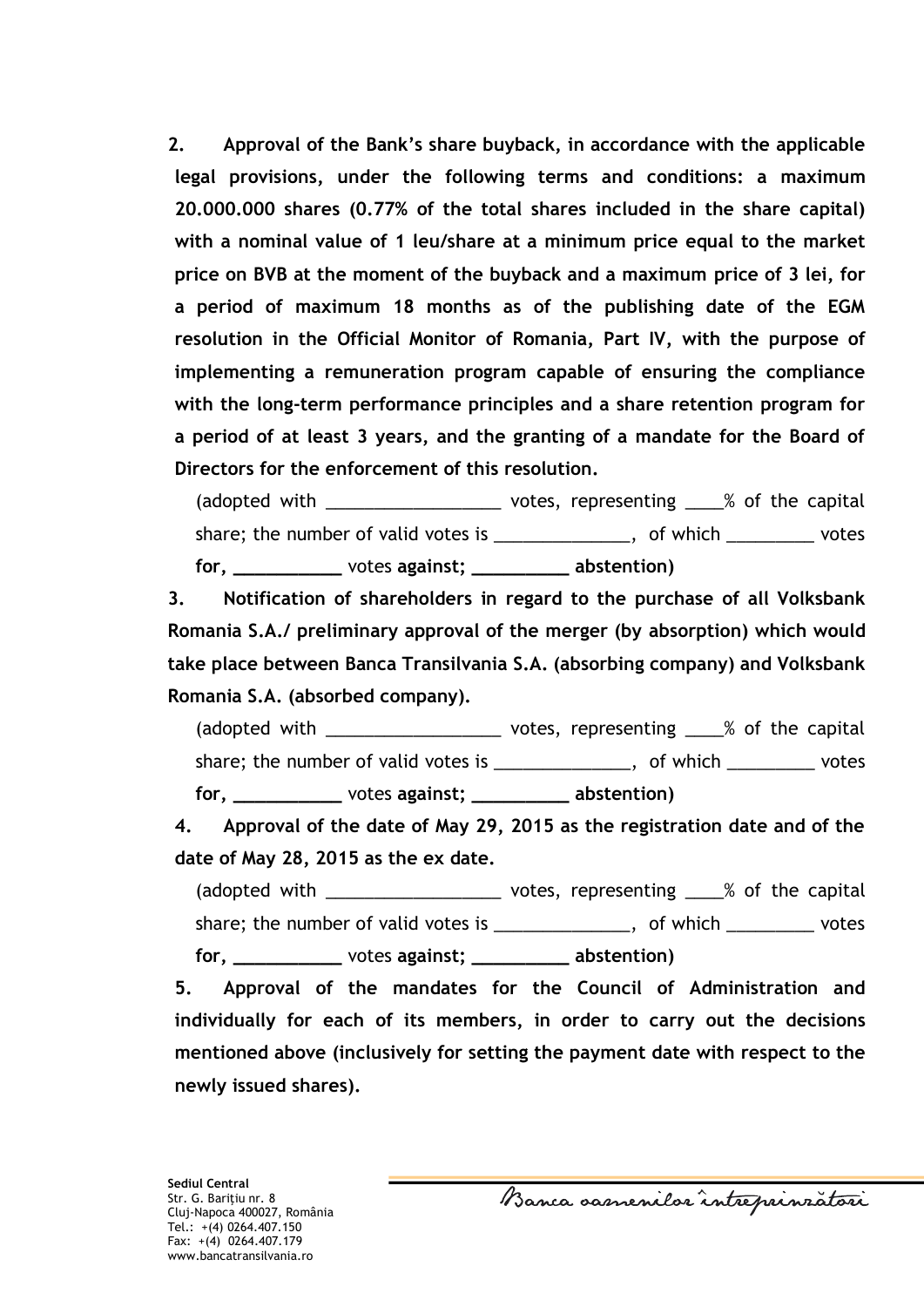**2. Approval of the Bank's share buyback, in accordance with the applicable legal provisions, under the following terms and conditions: a maximum 20.000.000 shares (0.77% of the total shares included in the share capital) with a nominal value of 1 leu/share at a minimum price equal to the market price on BVB at the moment of the buyback and a maximum price of 3 lei, for a period of maximum 18 months as of the publishing date of the EGM resolution in the Official Monitor of Romania, Part IV, with the purpose of implementing a remuneration program capable of ensuring the compliance with the long-term performance principles and a share retention program for a period of at least 3 years, and the granting of a mandate for the Board of Directors for the enforcement of this resolution.**

(adopted with __________________ votes, representing ____% of the capital share; the number of valid votes is ______________, of which _________ votes **for, ___________** votes **against; __________ abstention)**

**3. Notification of shareholders in regard to the purchase of all Volksbank Romania S.A./ preliminary approval of the merger (by absorption) which would take place between Banca Transilvania S.A. (absorbing company) and Volksbank Romania S.A. (absorbed company).**

(adopted with __________________ votes, representing ____% of the capital share; the number of valid votes is ______________, of which _________ votes **for, ___________** votes **against; __________ abstention)**

**4. Approval of the date of May 29, 2015 as the registration date and of the date of May 28, 2015 as the ex date.**

(adopted with __________________ votes, representing ____% of the capital share; the number of valid votes is ______________, of which _________ votes **for, ___________** votes **against; __________ abstention)**

**5. Approval of the mandates for the Council of Administration and individually for each of its members, in order to carry out the decisions mentioned above (inclusively for setting the payment date with respect to the newly issued shares).**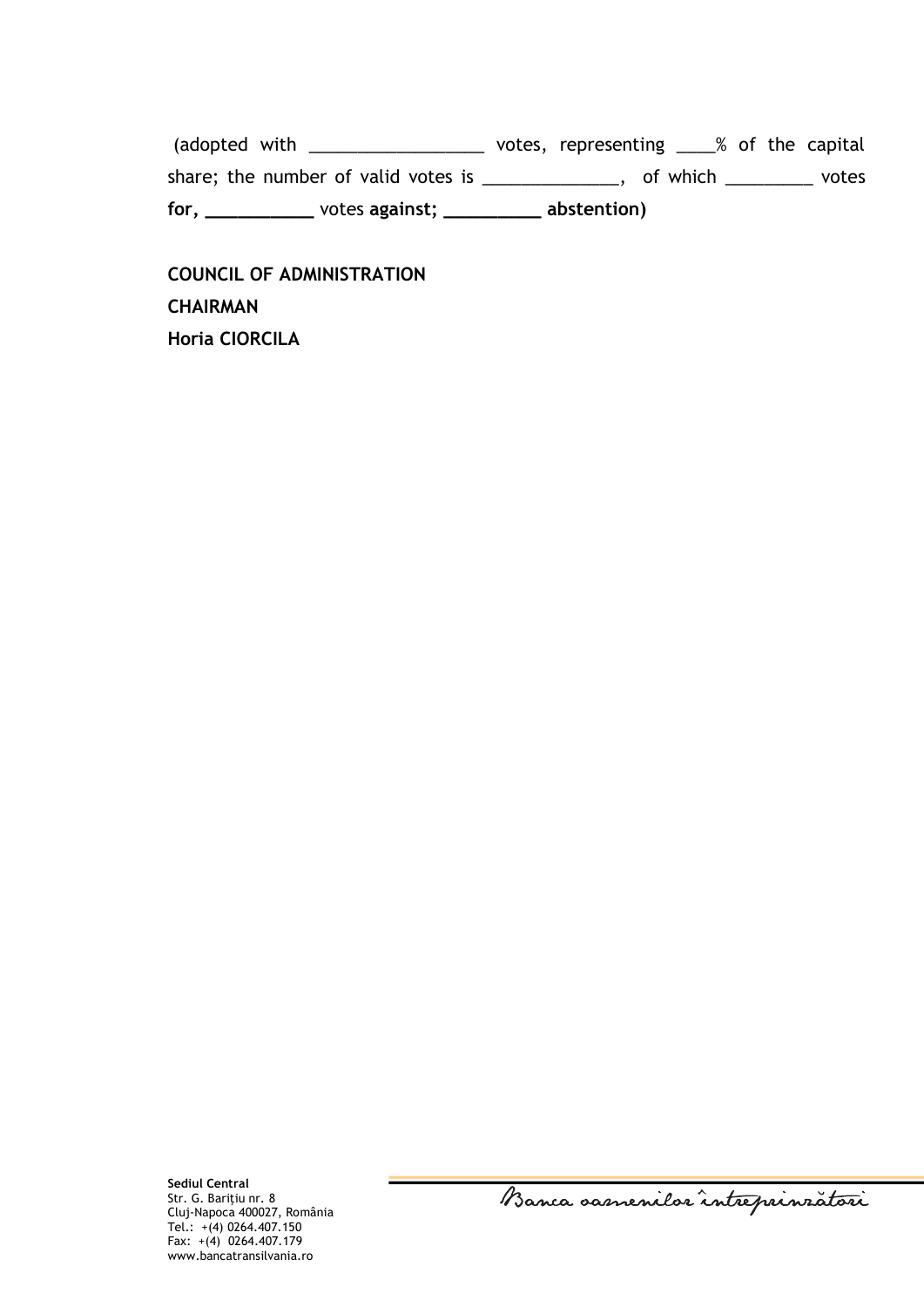(adopted with _________________ votes, representing ____% of the capital share; the number of valid votes is ______________, of which _________ votes **for, ___________** votes **against; __________ abstention)**

**COUNCIL OF ADMINISTRATION**

**CHAIRMAN**

**Horia CIORCILA**